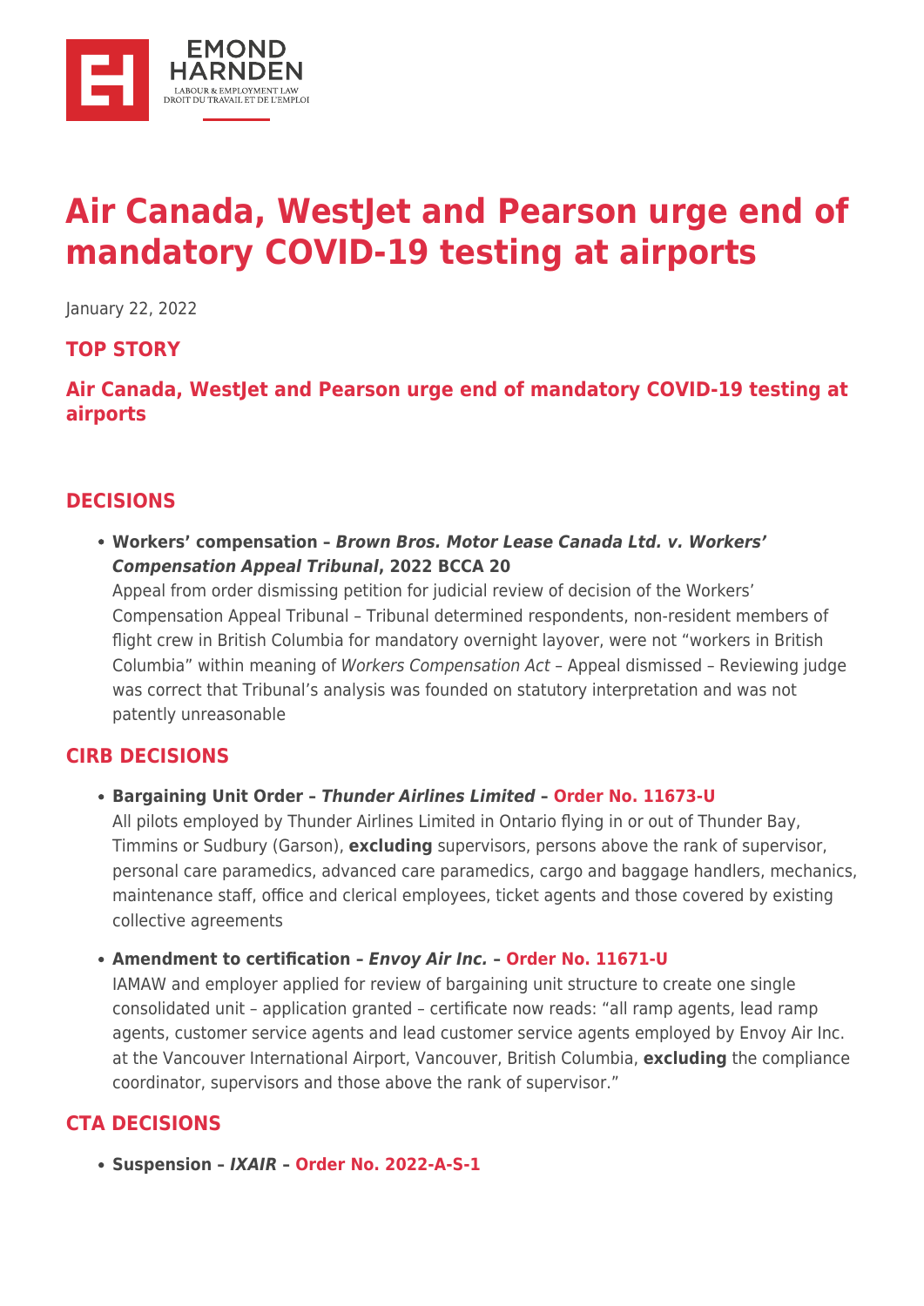# Air Canada, WestJet and Pearson urge end of mandatory COVID-19 testing at airports

January 22, 2022

## TOP STORY

### Air Canada, WestJet and Pearson urge end of mandatory COVID-19 testing at airports

## DECISIONS

- **Workers' compensation – *Brown Bros. Motor Lease Canada Ltd. v. Workers' Compensation Appeal Tribunal*, 2022 BCCA 20**
  Appeal from order dismissing petition for judicial review of decision of the Workers' Compensation Appeal Tribunal – Tribunal determined respondents, non-resident members of flight crew in British Columbia for mandatory overnight layover, were not "workers in British Columbia" within meaning of *Workers Compensation Act* – Appeal dismissed – Reviewing judge was correct that Tribunal's analysis was founded on statutory interpretation and was not patently unreasonable

## CIRB DECISIONS

- **Bargaining Unit Order – *Thunder Airlines Limited* – Order No. 11673-U**
  All pilots employed by Thunder Airlines Limited in Ontario flying in or out of Thunder Bay, Timmins or Sudbury (Garson), **excluding** supervisors, persons above the rank of supervisor, personal care paramedics, advanced care paramedics, cargo and baggage handlers, mechanics, maintenance staff, office and clerical employees, ticket agents and those covered by existing collective agreements
- **Amendment to certification – *Envoy Air Inc.* – Order No. 11671-U**
  IAMAW and employer applied for review of bargaining unit structure to create one single consolidated unit – application granted – certificate now reads: "all ramp agents, lead ramp agents, customer service agents and lead customer service agents employed by Envoy Air Inc. at the Vancouver International Airport, Vancouver, British Columbia, **excluding** the compliance coordinator, supervisors and those above the rank of supervisor."

## CTA DECISIONS

- **Suspension – *IXAIR* – Order No. 2022-A-S-1**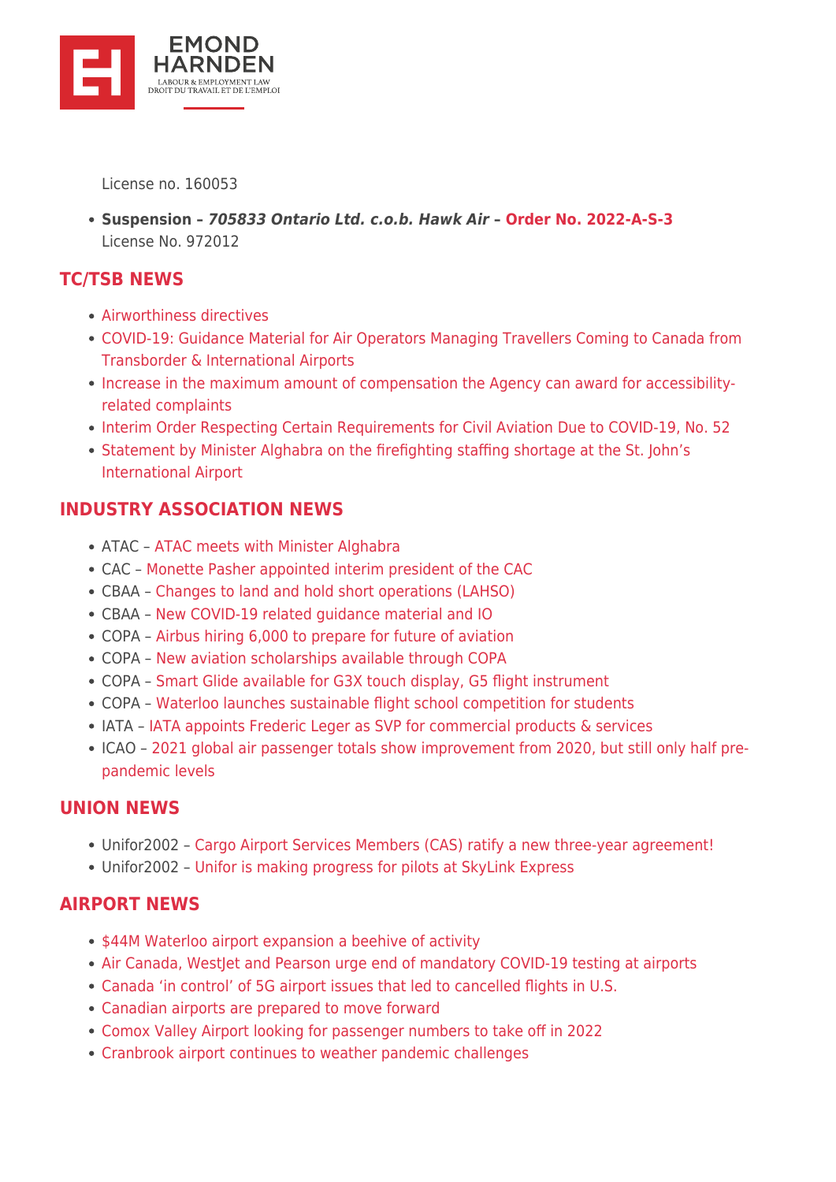License no. 160053

- **Suspension – *705833 Ontario Ltd. c.o.b. Hawk Air* – Order No. 2022-A-S-3**
  License No. 972012

## TC/TSB NEWS

- Airworthiness directives
- COVID-19: Guidance Material for Air Operators Managing Travellers Coming to Canada from Transborder & International Airports
- Increase in the maximum amount of compensation the Agency can award for accessibility-related complaints
- Interim Order Respecting Certain Requirements for Civil Aviation Due to COVID-19, No. 52
- Statement by Minister Alghabra on the firefighting staffing shortage at the St. John's International Airport

## INDUSTRY ASSOCIATION NEWS

- ATAC – ATAC meets with Minister Alghabra
- CAC – Monette Pasher appointed interim president of the CAC
- CBAA – Changes to land and hold short operations (LAHSO)
- CBAA – New COVID-19 related guidance material and IO
- COPA – Airbus hiring 6,000 to prepare for future of aviation
- COPA – New aviation scholarships available through COPA
- COPA – Smart Glide available for G3X touch display, G5 flight instrument
- COPA – Waterloo launches sustainable flight school competition for students
- IATA – IATA appoints Frederic Leger as SVP for commercial products & services
- ICAO – 2021 global air passenger totals show improvement from 2020, but still only half pre-pandemic levels

## UNION NEWS

- Unifor2002 – Cargo Airport Services Members (CAS) ratify a new three-year agreement!
- Unifor2002 – Unifor is making progress for pilots at SkyLink Express

## AIRPORT NEWS

- $44M Waterloo airport expansion a beehive of activity
- Air Canada, WestJet and Pearson urge end of mandatory COVID-19 testing at airports
- Canada 'in control' of 5G airport issues that led to cancelled flights in U.S.
- Canadian airports are prepared to move forward
- Comox Valley Airport looking for passenger numbers to take off in 2022
- Cranbrook airport continues to weather pandemic challenges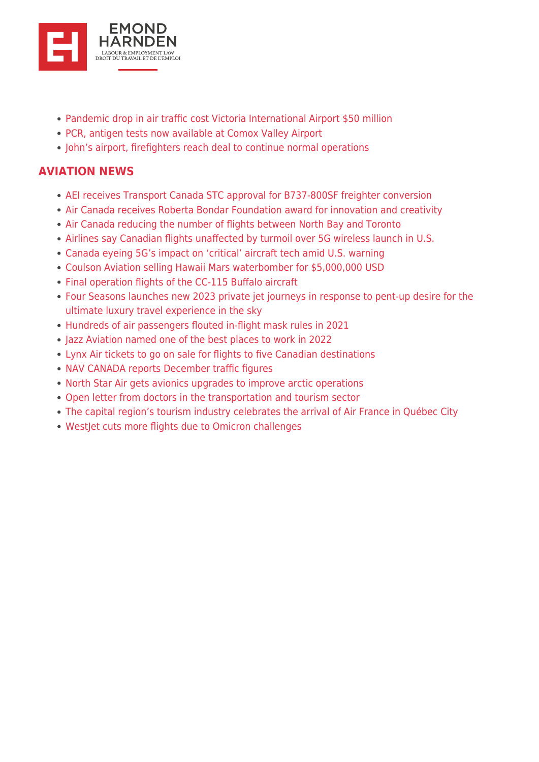- Pandemic drop in air traffic cost Victoria International Airport $50 million
- PCR, antigen tests now available at Comox Valley Airport
- John's airport, firefighters reach deal to continue normal operations

## AVIATION NEWS

- AEI receives Transport Canada STC approval for B737-800SF freighter conversion
- Air Canada receives Roberta Bondar Foundation award for innovation and creativity
- Air Canada reducing the number of flights between North Bay and Toronto
- Airlines say Canadian flights unaffected by turmoil over 5G wireless launch in U.S.
- Canada eyeing 5G's impact on 'critical' aircraft tech amid U.S. warning
- Coulson Aviation selling Hawaii Mars waterbomber for $5,000,000 USD
- Final operation flights of the CC-115 Buffalo aircraft
- Four Seasons launches new 2023 private jet journeys in response to pent-up desire for the ultimate luxury travel experience in the sky
- Hundreds of air passengers flouted in-flight mask rules in 2021
- Jazz Aviation named one of the best places to work in 2022
- Lynx Air tickets to go on sale for flights to five Canadian destinations
- NAV CANADA reports December traffic figures
- North Star Air gets avionics upgrades to improve arctic operations
- Open letter from doctors in the transportation and tourism sector
- The capital region's tourism industry celebrates the arrival of Air France in Québec City
- WestJet cuts more flights due to Omicron challenges